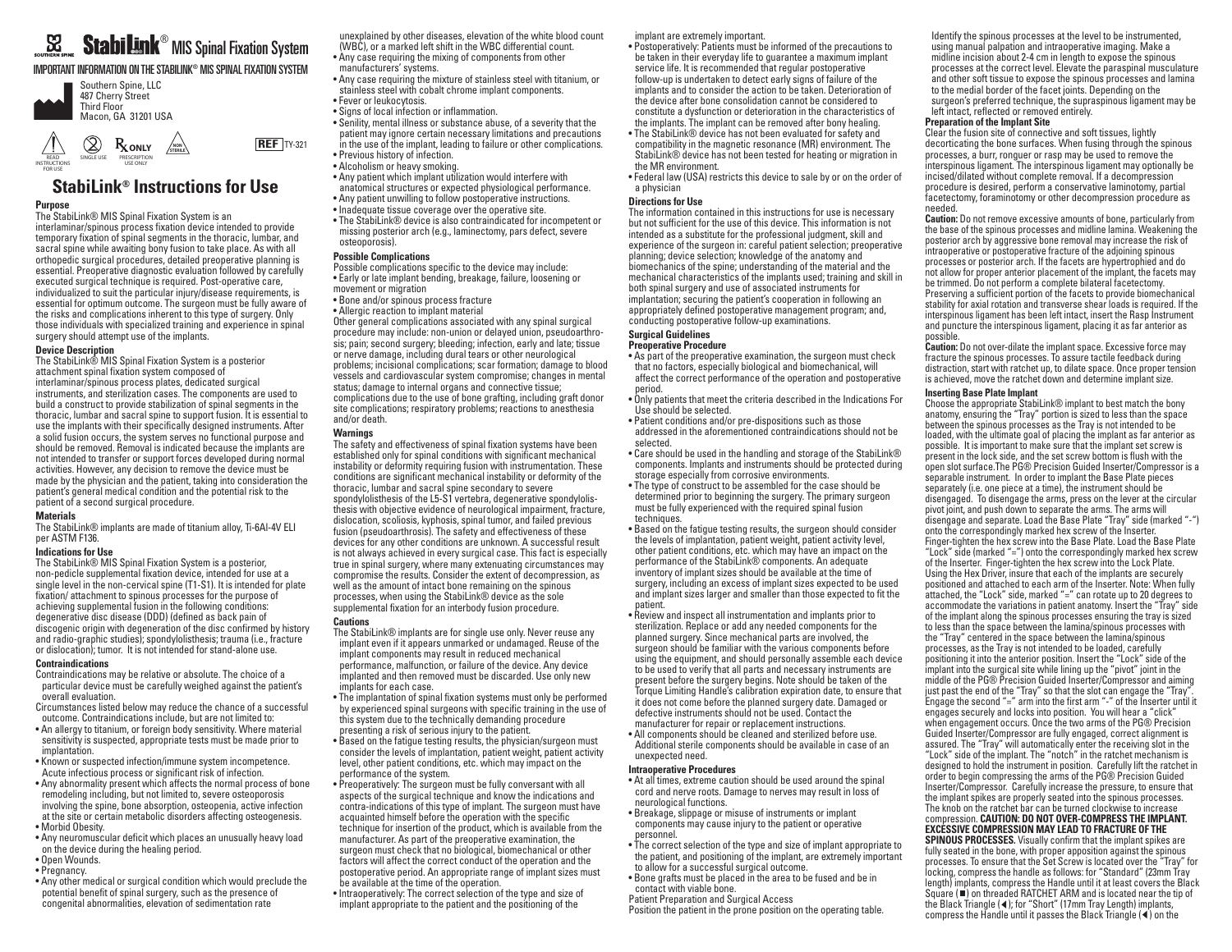# StabiLink® MIS Spinal Fixation System

IMPORTANT INFORMATION ON THE STABILINK® MIS SPINAL FIXATION SYSTEM

Southern Spine, LLC
487 Cherry Street
Third Floor
Macon, GA 31201 USA

READ INSTRUCTIONS FOR USE | SINGLE USE | Rx ONLY PRESCRIPTION USE ONLY | NON STERILE

REF TY-321

## StabiLink® Instructions for Use

### Purpose

The StabiLink® MIS Spinal Fixation System is an interlaminar/spinous process fixation device intended to provide temporary fixation of spinal segments in the thoracic, lumbar, and sacral spine while awaiting bony fusion to take place. As with all orthopedic surgical procedures, detailed preoperative planning is essential. Preoperative diagnostic evaluation followed by carefully executed surgical technique is required. Post-operative care, individualized to suit the particular injury/disease requirements, is essential for optimum outcome. The surgeon must be fully aware of the risks and complications inherent to this type of surgery. Only those individuals with specialized training and experience in spinal surgery should attempt use of the implants.

### Device Description

The StabiLink® MIS Spinal Fixation System is a posterior attachment spinal fixation system composed of interlaminar/spinous process plates, dedicated surgical instruments, and sterilization cases. The components are used to build a construct to provide stabilization of spinal segments in the thoracic, lumbar and sacral spine to support fusion. It is essential to use the implants with their specifically designed instruments. After a solid fusion occurs, the system serves no functional purpose and should be removed. Removal is indicated because the implants are not intended to transfer or support forces developed during normal activities. However, any decision to remove the device must be made by the physician and the patient, taking into consideration the patient's general medical condition and the potential risk to the patient of a second surgical procedure.

### Materials

The StabiLink® implants are made of titanium alloy, Ti-6Al-4V ELI per ASTM F136.

### Indications for Use

The StabiLink® MIS Spinal Fixation System is a posterior, non-pedicle supplemental fixation device, intended for use at a single level in the non-cervical spine (T1-S1). It is intended for plate fixation/ attachment to spinous processes for the purpose of achieving supplemental fusion in the following conditions: degenerative disc disease (DDD) (defined as back pain of discogenic origin with degeneration of the disc confirmed by history and radio-graphic studies); spondylolisthesis; trauma (i.e., fracture or dislocation); tumor. It is not intended for stand-alone use.

### Contraindications

Contraindications may be relative or absolute. The choice of a particular device must be carefully weighed against the patient's overall evaluation.

Circumstances listed below may reduce the chance of a successful outcome. Contraindications include, but are not limited to:

- An allergy to titanium, or foreign body sensitivity. Where material sensitivity is suspected, appropriate tests must be made prior to implantation.
- Known or suspected infection/immune system incompetence. Acute infectious process or significant risk of infection.
- Any abnormality present which affects the normal process of bone remodeling including, but not limited to, severe osteoporosis involving the spine, bone absorption, osteopenia, active infection at the site or certain metabolic disorders affecting osteogenesis.
- Morbid Obesity.
- Any neuromuscular deficit which places an unusually heavy load on the device during the healing period.
- Open Wounds.
- Pregnancy.
- Any other medical or surgical condition which would preclude the potential benefit of spinal surgery, such as the presence of congenital abnormalities, elevation of sedimentation rate unexplained by other diseases, elevation of the white blood count (WBC), or a marked left shift in the WBC differential count.
- Any case requiring the mixing of components from other manufacturers' systems.
- Any case requiring the mixture of stainless steel with titanium, or stainless steel with cobalt chrome implant components.
- Fever or leukocytosis.
- Signs of local infection or inflammation.
- Senility, mental illness or substance abuse, of a severity that the patient may ignore certain necessary limitations and precautions in the use of the implant, leading to failure or other complications.
- Previous history of infection.
- Alcoholism or heavy smoking.
- Any patient which implant utilization would interfere with anatomical structures or expected physiological performance.
- Any patient unwilling to follow postoperative instructions.
- Inadequate tissue coverage over the operative site.
- The StabiLink® device is also contraindicated for incompetent or missing posterior arch (e.g., laminectomy, pars defect, severe osteoporosis).

### Possible Complications

Possible complications specific to the device may include:

- Early or late implant bending, breakage, failure, loosening or movement or migration
- Bone and/or spinous process fracture
- Allergic reaction to implant material

Other general complications associated with any spinal surgical procedure may include: non-union or delayed union, pseudoarthrosis; pain; second surgery; bleeding; infection, early and late; tissue or nerve damage, including dural tears or other neurological problems; incisional complications; scar formation; damage to blood vessels and cardiovascular system compromise; changes in mental status; damage to internal organs and connective tissue; complications due to the use of bone grafting, including graft donor site complications; respiratory problems; reactions to anesthesia and/or death.

### Warnings

The safety and effectiveness of spinal fixation systems have been established only for spinal conditions with significant mechanical instability or deformity requiring fusion with instrumentation. These conditions are significant mechanical instability or deformity of the thoracic, lumbar and sacral spine secondary to severe spondylolisthesis of the L5-S1 vertebra, degenerative spondylolisthesis with objective evidence of neurological impairment, fracture, dislocation, scoliosis, kyphosis, spinal tumor, and failed previous fusion (pseudoarthrosis). The safety and effectiveness of these devices for any other conditions are unknown. A successful result is not always achieved in every surgical case. This fact is especially true in spinal surgery, where many extenuating circumstances may compromise the results. Consider the extent of decompression, as well as the amount of intact bone remaining on the spinous processes, when using the StabiLink® device as the sole supplemental fixation for an interbody fusion procedure.

### Cautions

- The StabiLink® implants are for single use only. Never reuse any implant even if it appears unmarked or undamaged. Reuse of the implant components may result in reduced mechanical performance, malfunction, or failure of the device. Any device implanted and then removed must be discarded. Use only new implants for each case.
- The implantation of spinal fixation systems must only be performed by experienced spinal surgeons with specific training in the use of this system due to the technically demanding procedure presenting a risk of serious injury to the patient.
- Based on the fatigue testing results, the physician/surgeon must consider the levels of implantation, patient weight, patient activity level, other patient conditions, etc. which may impact on the performance of the system.
- Preoperatively: The surgeon must be fully conversant with all aspects of the surgical technique and know the indications and contra-indications of this type of implant. The surgeon must have acquainted himself before the operation with the specific technique for insertion of the product, which is available from the manufacturer. As part of the preoperative examination, the surgeon must check that no biological, biomechanical or other factors will affect the correct conduct of the operation and the postoperative period. An appropriate range of implant sizes must be available at the time of the operation.
- Intraoperatively: The correct selection of the type and size of implant appropriate to the patient and the positioning of the implant are extremely important.
- Postoperatively: Patients must be informed of the precautions to be taken in their everyday life to guarantee a maximum implant service life. It is recommended that regular postoperative follow-up is undertaken to detect early signs of failure of the implants and to consider the action to be taken. Deterioration of the device after bone consolidation cannot be considered to constitute a dysfunction or deterioration in the characteristics of the implants. The implant can be removed after bony healing.
- The StabiLink® device has not been evaluated for safety and compatibility in the magnetic resonance (MR) environment. The StabiLink® device has not been tested for heating or migration in the MR environment.
- Federal law (USA) restricts this device to sale by or on the order of a physician

### Directions for Use

The information contained in this instructions for use is necessary but not sufficient for the use of this device. This information is not intended as a substitute for the professional judgment, skill and experience of the surgeon in: careful patient selection; preoperative planning; device selection; knowledge of the anatomy and biomechanics of the spine; understanding of the material and the mechanical characteristics of the implants used; training and skill in both spinal surgery and use of associated instruments for implantation; securing the patient's cooperation in following an appropriately defined postoperative management program; and, conducting postoperative follow-up examinations.

### Surgical Guidelines

#### Preoperative Procedure

- As part of the preoperative examination, the surgeon must check that no factors, especially biological and biomechanical, will affect the correct performance of the operation and postoperative period.
- Only patients that meet the criteria described in the Indications For Use should be selected.
- Patient conditions and/or pre-dispositions such as those addressed in the aforementioned contraindications should not be selected.
- Care should be used in the handling and storage of the StabiLink® components. Implants and instruments should be protected during storage especially from corrosive environments.
- The type of construct to be assembled for the case should be determined prior to beginning the surgery. The primary surgeon must be fully experienced with the required spinal fusion techniques.
- Based on the fatigue testing results, the surgeon should consider the levels of implantation, patient weight, patient activity level, other patient conditions, etc. which may have an impact on the performance of the StabiLink® components. An adequate inventory of implant sizes should be available at the time of surgery, including an excess of implant sizes expected to be used and implant sizes larger and smaller than those expected to fit the patient.
- Review and inspect all instrumentation and implants prior to sterilization. Replace or add any needed components for the planned surgery. Since mechanical parts are involved, the surgeon should be familiar with the various components before using the equipment, and should personally assemble each device to be used to verify that all parts and necessary instruments are present before the surgery begins. Note should be taken of the Torque Limiting Handle's calibration expiration date, to ensure that it does not come before the planned surgery date. Damaged or defective instruments should not be used. Contact the manufacturer for repair or replacement instructions.
- All components should be cleaned and sterilized before use. Additional sterile components should be available in case of an unexpected need.

#### Intraoperative Procedures

- At all times, extreme caution should be used around the spinal cord and nerve roots. Damage to nerves may result in loss of neurological functions.
- Breakage, slippage or misuse of instruments or implant components may cause injury to the patient or operative personnel.
- The correct selection of the type and size of implant appropriate to the patient, and positioning of the implant, are extremely important to allow for a successful surgical outcome.
- Bone grafts must be placed in the area to be fused and be in contact with viable bone.

Patient Preparation and Surgical Access

Position the patient in the prone position on the operating table. Identify the spinous processes at the level to be instrumented, using manual palpation and intraoperative imaging. Make a midline incision about 2-4 cm in length to expose the spinous processes at the correct level. Elevate the paraspinal musculature and other soft tissue to expose the spinous processes and lamina to the medial border of the facet joints. Depending on the surgeon's preferred technique, the supraspinous ligament may be left intact, reflected or removed entirely.

#### Preparation of the Implant Site

Clear the fusion site of connective and soft tissues, lightly decorticating the bone surfaces. When fusing through the spinous processes, a burr, rongeur or rasp may be used to remove the interspinous ligament. The interspinous ligament may optionally be incised/dilated without complete removal. If a decompression procedure is desired, perform a conservative laminotomy, partial facetectomy, foraminotomy or other decompression procedure as needed.

**Caution:** Do not remove excessive amounts of bone, particularly from the base of the spinous processes and midline lamina. Weakening the posterior arch by aggressive bone removal may increase the risk of intraoperative or postoperative fracture of the adjoining spinous processes or posterior arch. If the facets are hypertrophied and do not allow for proper anterior placement of the implant, the facets may be trimmed. Do not perform a complete bilateral facetectomy. Preserving a sufficient portion of the facets to provide biomechanical stability for axial rotation and transverse shear loads is required. If the interspinous ligament has been left intact, insert the Rasp Instrument and puncture the interspinous ligament, placing it as far anterior as possible.

**Caution:** Do not over-dilate the implant space. Excessive force may fracture the spinous processes. To assure tactile feedback during distraction, start with ratchet up, to dilate space. Once proper tension is achieved, move the ratchet down and determine implant size.

#### Inserting Base Plate Implant

Choose the appropriate StabiLink® implant to best match the bony anatomy, ensuring the "Tray" portion is sized to less than the space between the spinous processes as the Tray is not intended to be loaded, with the ultimate goal of placing the implant as far anterior as possible. It is important to make sure that the implant set screw is present in the lock side, and the set screw bottom is flush with the open slot surface.The PG® Precision Guided Inserter/Compressor is a separable instrument. In order to implant the Base Plate pieces separately (i.e. one piece at a time), the instrument should be disengaged. To disengage the arms, press on the lever at the circular pivot joint, and push down to separate the arms. The arms will disengage and separate. Load the Base Plate "Tray" side (marked "-") onto the correspondingly marked hex screw of the Inserter. Finger-tighten the hex screw into the Base Plate. Load the Base Plate "Lock" side (marked "=") onto the correspondingly marked hex screw of the Inserter. Finger-tighten the hex screw into the Lock Plate. Using the Hex Driver, insure that each of the implants are securely positioned and attached to each arm of the Inserter. Note: When fully attached, the "Lock" side, marked "=" can rotate up to 20 degrees to accommodate the variations in patient anatomy. Insert the "Tray" side of the implant along the spinous processes ensuring the tray is sized to less than the space between the lamina/spinous processes with the "Tray" centered in the space between the lamina/spinous processes, as the Tray is not intended to be loaded, carefully positioning it into the anterior position. Insert the "Lock" side of the implant into the surgical site while lining up the "pivot" joint in the middle of the PG® Precision Guided Inserter/Compressor and aiming just past the end of the "Tray" so that the slot can engage the "Tray". Engage the second "=" arm into the first arm "-" of the Inserter until it engages securely and locks into position. You will hear a "click" when engagement occurs. Once the two arms of the PG® Precision Guided Inserter/Compressor are fully engaged, correct alignment is assured. The "Tray" will automatically enter the receiving slot in the "Lock" side of the implant. The "notch" in the ratchet mechanism is designed to hold the instrument in position. Carefully lift the ratchet in order to begin compressing the arms of the PG® Precision Guided Inserter/Compressor. Carefully increase the pressure, to ensure that the implant spikes are properly seated into the spinous processes. The knob on the ratchet bar can be turned clockwise to increase compression. **CAUTION: DO NOT OVER-COMPRESS THE IMPLANT. EXCESSIVE COMPRESSION MAY LEAD TO FRACTURE OF THE SPINOUS PROCESSES.** Visually confirm that the implant spikes are fully seated in the bone, with proper apposition against the spinous processes. To ensure that the Set Screw is located over the "Tray" for locking, compress the handle as follows: for "Standard" (23mm Tray length) implants, compress the Handle until it at least covers the Black Square (■) on threaded RATCHET ARM and is located near the tip of the Black Triangle (◄); for "Short" (17mm Tray Length) implants, compress the Handle until it passes the Black Triangle (◄) on the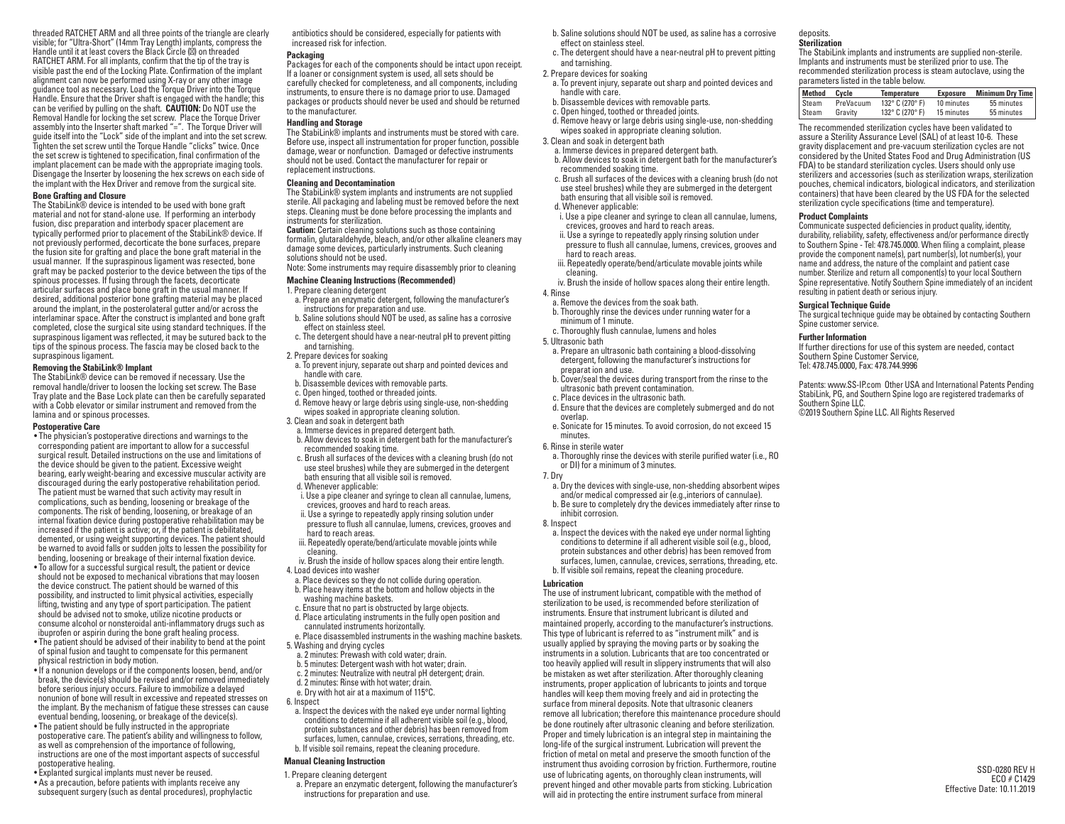threaded RATCHET ARM and all three points of the triangle are clearly visible; for "Ultra-Short" (14mm Tray Length) implants, compress the Handle until it at least covers the Black Circle (⊠) on threaded RATCHET ARM. For all implants, confirm that the tip of the tray is visible past the end of the Locking Plate. Confirmation of the implant alignment can now be performed using X-ray or any other image guidance tool as necessary. Load the Torque Driver into the Torque Handle. Ensure that the Driver shaft is engaged with the handle; this can be verified by pulling on the shaft. **CAUTION:** Do NOT use the Removal Handle for locking the set screw. Place the Torque Driver assembly into the Inserter shaft marked "=". The Torque Driver will guide itself into the "Lock" side of the implant and into the set screw. Tighten the set screw until the Torque Handle "clicks" twice. Once the set screw is tightened to specification, final confirmation of the implant placement can be made with the appropriate imaging tools. Disengage the Inserter by loosening the hex screws on each side of the implant with the Hex Driver and remove from the surgical site.

**Bone Grafting and Closure**

The StabiLink® device is intended to be used with bone graft material and not for stand-alone use. If performing an interbody fusion, disc preparation and interbody spacer placement are typically performed prior to placement of the StabiLink® device. If not previously performed, decorticate the bone surfaces, prepare the fusion site for grafting and place the bone graft material in the usual manner. If the supraspinous ligament was resected, bone graft may be packed posterior to the device between the tips of the spinous processes. If fusing through the facets, decorticate articular surfaces and place bone graft in the usual manner. If desired, additional posterior bone grafting material may be placed around the implant, in the posterolateral gutter and/or across the interlaminar space. After the construct is implanted and bone graft completed, close the surgical site using standard techniques. If the supraspinous ligament was reflected, it may be sutured back to the tips of the spinous process. The fascia may be closed back to the supraspinous ligament.

**Removing the StabiLink® Implant**

The StabiLink® device can be removed if necessary. Use the removal handle/driver to loosen the locking set screw. The Base Tray plate and the Base Lock plate can then be carefully separated with a Cobb elevator or similar instrument and removed from the lamina and or spinous processes.

**Postoperative Care**

- The physician's postoperative directions and warnings to the corresponding patient are important to allow for a successful surgical result. Detailed instructions on the use and limitations of the device should be given to the patient. Excessive weight bearing, early weight-bearing and excessive muscular activity are discouraged during the early postoperative rehabilitation period. The patient must be warned that such activity may result in complications, such as bending, loosening or breakage of the components. The risk of bending, loosening, or breakage of an internal fixation device during postoperative rehabilitation may be increased if the patient is active; or, if the patient is debilitated, demented, or using weight supporting devices. The patient should be warned to avoid falls or sudden jolts to lessen the possibility for bending, loosening or breakage of their internal fixation device.
- To allow for a successful surgical result, the patient or device should not be exposed to mechanical vibrations that may loosen the device construct. The patient should be warned of this possibility, and instructed to limit physical activities, especially lifting, twisting and any type of sport participation. The patient should be advised not to smoke, utilize nicotine products or consume alcohol or nonsteroidal anti-inflammatory drugs such as ibuprofen or aspirin during the bone grafting healing process.
- The patient should be advised of their inability to bend at the point of spinal fusion and taught to compensate for this permanent physical restriction in body motion.
- If a nonunion develops or if the components loosen, bend, and/or break, the device(s) should be revised and/or removed immediately before serious injury occurs. Failure to immobilize a delayed nonunion of bone will result in excessive and repeated stresses on the implant. By the mechanism of fatigue these stresses can cause eventual bending, loosening, or breakage of the device(s).
- The patient should be fully instructed in the appropriate postoperative care. The patient's ability and willingness to follow, as well as comprehension of the importance of following, instructions are one of the most important aspects of successful postoperative healing.
- Explanted surgical implants must never be reused.
- As a precaution, before patients with implants receive any subsequent surgery (such as dental procedures), prophylactic antibiotics should be considered, especially for patients with increased risk for infection.

**Packaging**

Packages for each of the components should be intact upon receipt. If a loaner or consignment system is used, all sets should be carefully checked for completeness, and all components, including instruments, to ensure there is no damage prior to use. Damaged packages or products should never be used and should be returned to the manufacturer.

**Handling and Storage**

The StabiLink® implants and instruments must be stored with care. Before use, inspect all instrumentation for proper function, possible damage, wear or nonfunction. Damaged or defective instruments should not be used. Contact the manufacturer for repair or replacement instructions.

**Cleaning and Decontamination**

The StabiLink® system implants and instruments are not supplied sterile. All packaging and labeling must be removed before the next steps. Cleaning must be done before processing the implants and instruments for sterilization.

**Caution:** Certain cleaning solutions such as those containing formalin, glutaraldehyde, bleach, and/or other alkaline cleaners may damage some devices, particularly instruments. Such cleaning solutions should not be used.

Note: Some instruments may require disassembly prior to cleaning

**Machine Cleaning Instructions (Recommended)**

1. Prepare cleaning detergent
   a. Prepare an enzymatic detergent, following the manufacturer's instructions for preparation and use.
   b. Saline solutions should NOT be used, as saline has a corrosive effect on stainless steel.
   c. The detergent should have a near-neutral pH to prevent pitting and tarnishing.
2. Prepare devices for soaking
   a. To prevent injury, separate out sharp and pointed devices and handle with care.
   b. Disassemble devices with removable parts.
   c. Open hinged, toothed or threaded joints.
   d. Remove heavy or large debris using single-use, non-shedding wipes soaked in appropriate cleaning solution.
3. Clean and soak in detergent bath
   a. Immerse devices in prepared detergent bath.
   b. Allow devices to soak in detergent bath for the manufacturer's recommended soaking time.
   c. Brush all surfaces of the devices with a cleaning brush (do not use steel brushes) while they are submerged in the detergent bath ensuring that all visible soil is removed.
   d. Whenever applicable:
      i. Use a pipe cleaner and syringe to clean all cannulae, lumens, crevices, grooves and hard to reach areas.
      ii. Use a syringe to repeatedly apply rinsing solution under pressure to flush all cannulae, lumens, crevices, grooves and hard to reach areas.
      iii. Repeatedly operate/bend/articulate movable joints while cleaning.
      iv. Brush the inside of hollow spaces along their entire length.
4. Load devices into washer
   a. Place devices so they do not collide during operation.
   b. Place heavy items at the bottom and hollow objects in the washing machine baskets.
   c. Ensure that no part is obstructed by large objects.
   d. Place articulating instruments in the fully open position and cannulated instruments horizontally.
   e. Place disassembled instruments in the washing machine baskets.
5. Washing and drying cycles
   a. 2 minutes: Prewash with cold water; drain.
   b. 5 minutes: Detergent wash with hot water; drain.
   c. 2 minutes: Neutralize with neutral pH detergent; drain.
   d. 2 minutes: Rinse with hot water; drain.
   e. Dry with hot air at a maximum of 115°C.
6. Inspect
   a. Inspect the devices with the naked eye under normal lighting conditions to determine if all adherent visible soil (e.g., blood, protein substances and other debris) has been removed from surfaces, lumen, cannulae, crevices, serrations, threading, etc.
   b. If visible soil remains, repeat the cleaning procedure.

**Manual Cleaning Instruction**

1. Prepare cleaning detergent
   a. Prepare an enzymatic detergent, following the manufacturer's instructions for preparation and use.
   b. Saline solutions should NOT be used, as saline has a corrosive effect on stainless steel.
   c. The detergent should have a near-neutral pH to prevent pitting and tarnishing.
2. Prepare devices for soaking
   a. To prevent injury, separate out sharp and pointed devices and handle with care.
   b. Disassemble devices with removable parts.
   c. Open hinged, toothed or threaded joints.
   d. Remove heavy or large debris using single-use, non-shedding wipes soaked in appropriate cleaning solution.
3. Clean and soak in detergent bath
   a. Immerse devices in prepared detergent bath.
   b. Allow devices to soak in detergent bath for the manufacturer's recommended soaking time.
   c. Brush all surfaces of the devices with a cleaning brush (do not use steel brushes) while they are submerged in the detergent bath ensuring that all visible soil is removed.
   d. Whenever applicable:
      i. Use a pipe cleaner and syringe to clean all cannulae, lumens, crevices, grooves and hard to reach areas.
      ii. Use a syringe to repeatedly apply rinsing solution under pressure to flush all cannulae, lumens, crevices, grooves and hard to reach areas.
      iii. Repeatedly operate/bend/articulate movable joints while cleaning.
      iv. Brush the inside of hollow spaces along their entire length.
4. Rinse
   a. Remove the devices from the soak bath.
   b. Thoroughly rinse the devices under running water for a minimum of 1 minute.
   c. Thoroughly flush cannulae, lumens and holes
5. Ultrasonic bath
   a. Prepare an ultrasonic bath containing a blood-dissolving detergent, following the manufacturer's instructions for preparant ion and use.
   b. Cover/seal the devices during transport from the rinse to the ultrasonic bath prevent contamination.
   c. Place devices in the ultrasonic bath.
   d. Ensure that the devices are completely submerged and do not overlap.
   e. Sonicate for 15 minutes. To avoid corrosion, do not exceed 15 minutes.
6. Rinse in sterile water
   a. Thoroughly rinse the devices with sterile purified water (i.e., RO or DI) for a minimum of 3 minutes.
7. Dry
   a. Dry the devices with single-use, non-shedding absorbent wipes and/or medical compressed air (e.g.,interiors of cannulae).
   b. Be sure to completely dry the devices immediately after rinse to inhibit corrosion.
8. Inspect
   a. Inspect the devices with the naked eye under normal lighting conditions to determine if all adherent visible soil (e.g., blood, protein substances and other debris) has been removed from surfaces, lumen, cannulae, crevices, serrations, threading, etc.
   b. If visible soil remains, repeat the cleaning procedure.

**Lubrication**

The use of instrument lubricant, compatible with the method of sterilization to be used, is recommended before sterilization of instruments. Ensure that instrument lubricant is diluted and maintained properly, according to the manufacturer's instructions. This type of lubricant is referred to as "instrument milk" and is usually applied by spraying the moving parts or by soaking the instruments in a solution. Lubricants that are too concentrated or too heavily applied will result in slippery instruments that will also be mistaken as wet after sterilization. After thoroughly cleaning instruments, proper application of lubricants to joints and torque handles will keep them moving freely and aid in protecting the surface from mineral deposits. Note that ultrasonic cleaners remove all lubrication; therefore this maintenance procedure should be done routinely after ultrasonic cleaning and before sterilization. Proper and timely lubrication is an integral step in maintaining the long-life of the surgical instrument. Lubrication will prevent the friction of metal on metal and preserve the smooth function of the instrument thus avoiding corrosion by friction. Furthermore, routine use of lubricating agents, on thoroughly clean instruments, will prevent hinged and other movable parts from sticking. Lubrication will aid in protecting the entire instrument surface from mineral deposits.

**Sterilization**

The StabiLink implants and instruments are supplied non-sterile. Implants and instruments must be sterilized prior to use. The recommended sterilization process is steam autoclave, using the parameters listed in the table below.

| Method | Cycle | Temperature | Exposure | Minimum Dry Time |
|---|---|---|---|---|
| Steam | PreVacuum | 132° C (270° F) | 10 minutes | 55 minutes |
| Steam | Gravity | 132° C (270° F) | 15 minutes | 55 minutes |

The recommended sterilization cycles have been validated to assure a Sterility Assurance Level (SAL) of at least 10-6. These gravity displacement and pre-vacuum sterilization cycles are not considered by the United States Food and Drug Administration (US FDA) to be standard sterilization cycles. Users should only use sterilizers and accessories (such as sterilization wraps, sterilization pouches, chemical indicators, biological indicators, and sterilization containers) that have been cleared by the US FDA for the selected sterilization cycle specifications (time and temperature).

**Product Complaints**

Communicate suspected deficiencies in product quality, identity, durability, reliability, safety, effectiveness and/or performance directly to Southern Spine - Tel: 478.745.0000. When filing a complaint, please provide the component name(s), part number(s), lot number(s), your name and address, the nature of the complaint and patient case number. Sterilize and return all component(s) to your local Southern Spine representative. Notify Southern Spine immediately of an incident resulting in patient death or serious injury.

**Surgical Technique Guide**

The surgical technique guide may be obtained by contacting Southern Spine customer service.

**Further Information**

If further directions for use of this system are needed, contact Southern Spine Customer Service,
Tel: 478.745.0000, Fax: 478.744.9996

Patents: www.SS-IP.com Other USA and International Patents Pending
StabiLink, PG, and Southern Spine logo are registered trademarks of Southern Spine LLC.
©2019 Southern Spine LLC. All Rights Reserved

SSD-0280 REV H
ECO # C1429
Effective Date: 10.11.2019